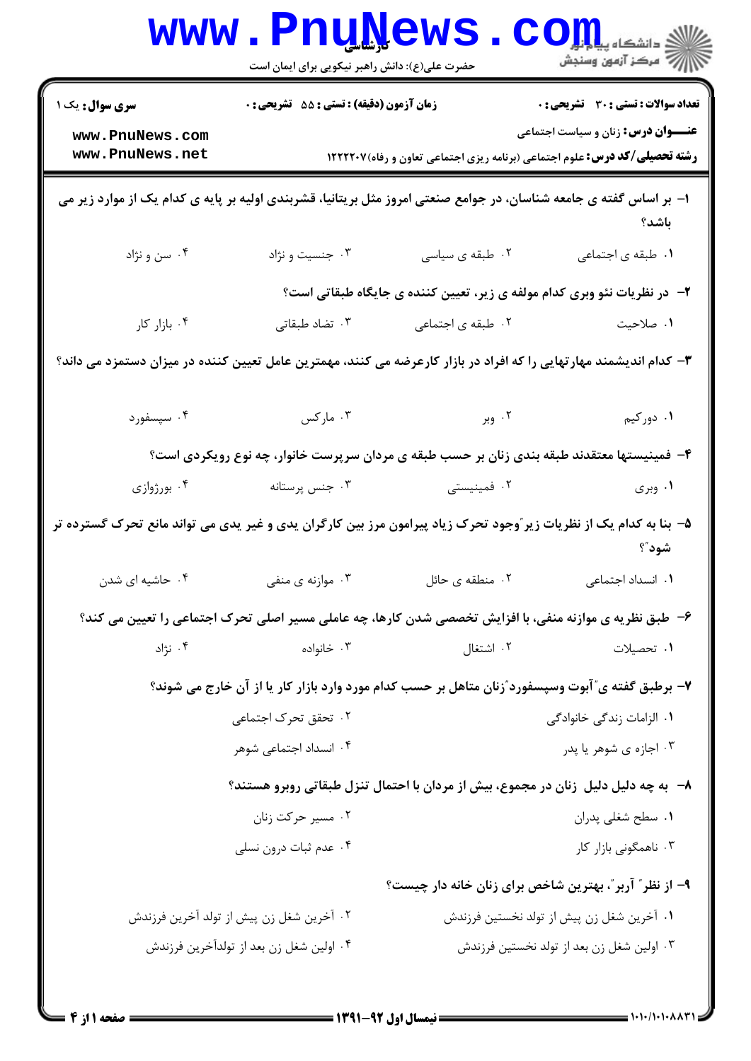کارشناسی

حضرت علی(ع): دانش راهبر نیکویی برای ایمان است

دانشگاه پیام نور
مرکز آزمون وسنجش

**سری سوال:** یک ۱
**زمان آزمون (دقیقه) : تستی : ۵۵ تشریحی : ۰**
**تعداد سوالات : تستی : ۳۰ تشریحی : ۰**

**عنـــوان درس:** زنان و سیاست اجتماعی

**رشته تحصیلی/کد درس:** علوم اجتماعی (برنامه ریزی اجتماعی تعاون و رفاه)۱۲۲۲۲۰۷

۱- بر اساس گفته ی جامعه شناسان، در جوامع صنعتی امروز مثل بریتانیا، قشربندی اولیه بر پایه ی کدام یک از موارد زیر می باشد؟

۱. طبقه ی اجتماعی
۲. طبقه ی سیاسی
۳. جنسیت و نژاد
۴. سن و نژاد

۲- در نظریات نئو وبری کدام مولفه ی زیر، تعیین کننده ی جایگاه طبقاتی است؟

۱. صلاحیت
۲. طبقه ی اجتماعی
۳. تضاد طبقاتی
۴. بازار کار

۳- کدام اندیشمند مهارتهایی را که افراد در بازار کارعرضه می کنند، مهمترین عامل تعیین کننده در میزان دستمزد می داند؟

۱. دورکیم
۲. وبر
۳. مارکس
۴. سپسفورد

۴- فمینیستها معتقدند طبقه بندی زنان بر حسب طبقه ی مردان سرپرست خانوار، چه نوع رویکردی است؟

۱. وبری
۲. فمینیستی
۳. جنس پرستانه
۴. بورژوازی

۵- بنا به کدام یک از نظریات زیر"وجود تحرک زیاد پیرامون مرز بین کارگران یدی و غیر یدی می تواند مانع تحرک گسترده تر شود"؟

۱. انسداد اجتماعی
۲. منطقه ی حائل
۳. موازنه ی منفی
۴. حاشیه ای شدن

۶- طبق نظریه ی موازنه منفی، با افزایش تخصصی شدن کارها، چه عاملی مسیر اصلی تحرک اجتماعی را تعیین می کند؟

۱. تحصیلات
۲. اشتغال
۳. خانواده
۴. نژاد

۷- برطبق گفته ی"آبوت وسپسفورد"زنان متاهل بر حسب کدام مورد وارد بازار کار یا از آن خارج می شوند؟

۱. الزامات زندگی خانوادگی
۲. تحقق تحرک اجتماعی
۳. اجازه ی شوهر یا پدر
۴. انسداد اجتماعی شوهر

۸- به چه دلیل دلیل زنان در مجموع، بیش از مردان با احتمال تنزل طبقاتی روبرو هستند؟

۱. سطح شغلی پدران
۲. مسیر حرکت زنان
۳. ناهمگونی بازار کار
۴. عدم ثبات درون نسلی

۹- از نظر" آربر"، بهترین شاخص برای زنان خانه دار چیست؟

۱. آخرین شغل زن پیش از تولد نخستین فرزندش
۲. آخرین شغل زن پیش از تولد آخرین فرزندش
۳. اولین شغل زن بعد از تولد نخستین فرزندش
۴. اولین شغل زن بعد از تولدآخرین فرزندش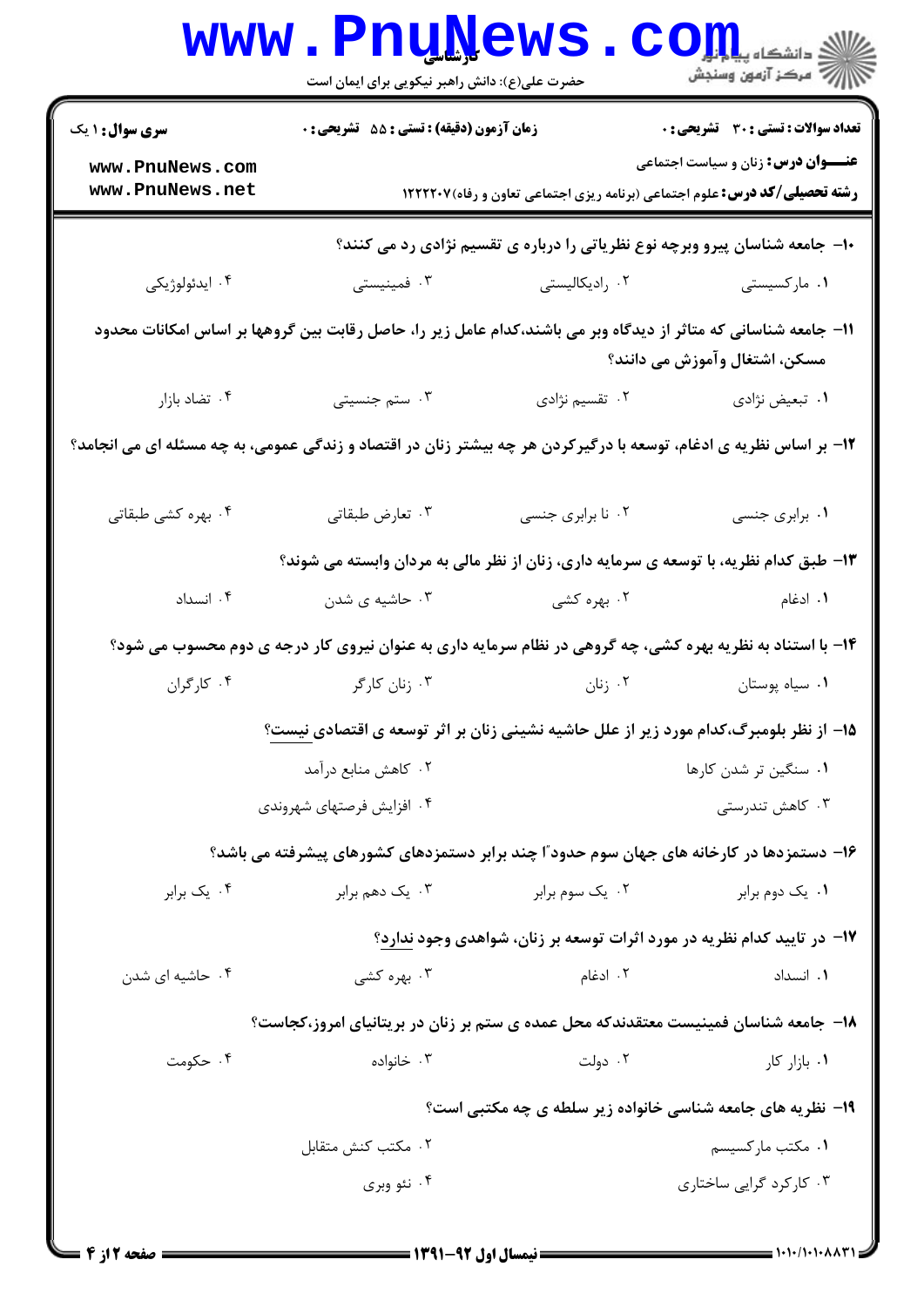**سری سوال:** ۱ یک | **زمان آزمون (دقیقه) : تستی :** ۵۵ **تشریحی :** ۰ | **تعداد سوالات : تستی :** ۳۰ **تشریحی :** ۰

**عنـــوان درس:** زنان و سیاست اجتماعی

**رشته تحصیلی/کد درس:** علوم اجتماعی (برنامه ریزی اجتماعی تعاون و رفاه)۱۲۲۲۲۰۷

۱۰- جامعه شناسان پیرو وبرچه نوع نظریاتی را درباره ی تقسیم نژادی رد می کنند؟

۱. مارکسیستی  ۲. رادیکالیستی  ۳. فمینیستی  ۴. ایدئولوژیکی

۱۱- جامعه شناسانی که متاثر از دیدگاه وبر می باشند،کدام عامل زیر را، حاصل رقابت بین گروهها بر اساس امکانات محدود مسکن، اشتغال وآموزش می دانند؟

۱. تبعیض نژادی  ۲. تقسیم نژادی  ۳. ستم جنسیتی  ۴. تضاد بازار

۱۲- بر اساس نظریه ی ادغام، توسعه با درگیرکردن هر چه بیشتر زنان در اقتصاد و زندگی عمومی، به چه مسئله ای می انجامد؟

۱. برابری جنسی  ۲. نا برابری جنسی  ۳. تعارض طبقاتی  ۴. بهره کشی طبقاتی

۱۳- طبق کدام نظریه، با توسعه ی سرمایه داری، زنان از نظر مالی به مردان وابسته می شوند؟

۱. ادغام  ۲. بهره کشی  ۳. حاشیه ی شدن  ۴. انسداد

۱۴- با استناد به نظریه بهره کشی، چه گروهی در نظام سرمایه داری به عنوان نیروی کار درجه ی دوم محسوب می شود؟

۱. سیاه پوستان  ۲. زنان  ۳. زنان کارگر  ۴. کارگران

۱۵- از نظر بلومبرگ،کدام مورد زیر از علل حاشیه نشینی زنان بر اثر توسعه ی اقتصادی نیست؟

۱. سنگین تر شدن کارها  ۲. کاهش منابع درآمد  ۳. کاهش تندرستی  ۴. افزایش فرصتهای شهروندی

۱۶- دستمزدها در کارخانه های جهان سوم حدوداً چند برابر دستمزدهای کشورهای پیشرفته می باشد؟

۱. یک دوم برابر  ۲. یک سوم برابر  ۳. یک دهم برابر  ۴. یک برابر

۱۷- در تایید کدام نظریه در مورد اثرات توسعه بر زنان، شواهدی وجود ندارد؟

۱. انسداد  ۲. ادغام  ۳. بهره کشی  ۴. حاشیه ای شدن

۱۸- جامعه شناسان فمینیست معتقدندکه محل عمده ی ستم بر زنان در بریتانیای امروز،کجاست؟

۱. بازار کار  ۲. دولت  ۳. خانواده  ۴. حکومت

۱۹- نظریه های جامعه شناسی خانواده زیر سلطه ی چه مکتبی است؟

۱. مکتب مارکسیسم  ۲. مکتب کنش متقابل  ۳. کارکرد گرایی ساختاری  ۴. نئو وبری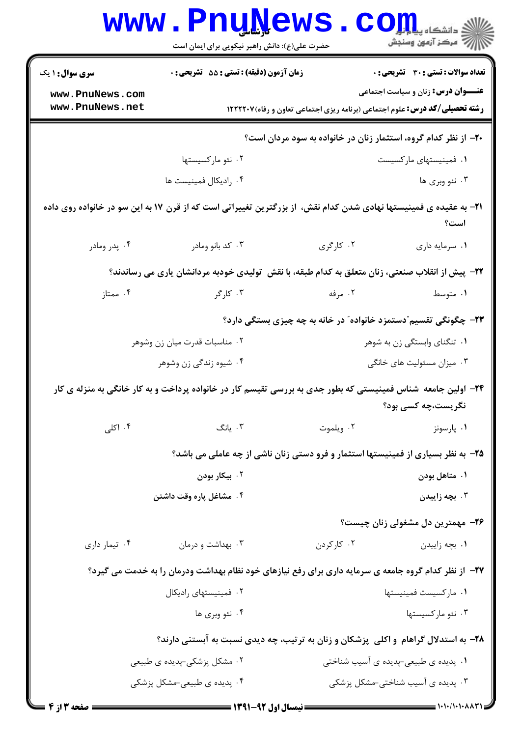**سری سوال:** ۱ یک | **زمان آزمون (دقیقه) : تستی :** ۵۵ **تشریحی :** ۰ | **تعداد سوالات : تستی :** ۳۰ **تشریحی :** ۰

**عنـــوان درس:** زنان و سیاست اجتماعی

**رشته تحصیلی/کد درس:** علوم اجتماعی (برنامه ریزی اجتماعی تعاون و رفاه)۱۲۲۲۲۰۷

**۲۰- از نظر کدام گروه، استثمار زنان در خانواده به سود مردان است؟**

۱. فمینیستهای مارکسیست

۲. نئو مارکسیستها

۳. نئو وبری ها

۴. رادیکال فمینیست ها

**۲۱- به عقیده ی فمینیستها نهادی شدن کدام نقش، از بزرگترین تغییراتی است که از قرن ۱۷ به این سو در خانواده روی داده است؟**

۱. سرمایه داری

۲. کارگری

۳. کد بانو ومادر

۴. پدر ومادر

**۲۲- پیش از انقلاب صنعتی، زنان متعلق به کدام طبقه، با نقش تولیدی خودبه مردانشان یاری می رساندند؟**

۱. متوسط

۲. مرفه

۳. کارگر

۴. ممتاز

**۲۳- چگونگی تقسیم"دستمزد خانواده" در خانه به چه چیزی بستگی دارد؟**

۱. تنگنای وابستگی زن به شوهر

۲. مناسبات قدرت میان زن وشوهر

۳. میزان مسئولیت های خانگی

۴. شیوه زندگی زن وشوهر

**۲۴- اولین جامعه شناس فمینیستی که بطور جدی به بررسی تقیسم کار در خانواده پرداخت و به کار خانگی به منزله ی کار نگریست،چه کسی بود؟**

۱. پارسونز

۲. ویلموت

۳. یانگ

۴. اکلی

**۲۵- به نظر بسیاری از فمینیستها استثمار و فرو دستی زنان ناشی از چه عاملی می باشد؟**

۱. متاهل بودن

۲. بیکار بودن

۳. بچه زاییدن

۴. مشاغل پاره وقت داشتن

**۲۶- مهمترین دل مشغولی زنان چیست؟**

۱. بچه زاییدن

۲. کارکردن

۳. بهداشت و درمان

۴. تیمار داری

**۲۷- از نظر کدام گروه جامعه ی سرمایه داری برای رفع نیازهای خود نظام بهداشت ودرمان را به خدمت می گیرد؟**

۱. مارکسیست فمینیستها

۲. فمینیستهای رادیکال

۳. نئو مارکسیستها

۴. نئو وبری ها

**۲۸- به استدلال گراهام و اکلی پزشکان و زنان به ترتیب، چه دیدی نسبت به آبستنی دارند؟**

۱. پدیده ی طبیعی-پدیده ی آسیب شناختی

۲. مشکل پزشکی-پدیده ی طبیعی

۳. پدیده ی آسیب شناختی-مشکل پزشکی

۴. پدیده ی طبیعی-مشکل پزشکی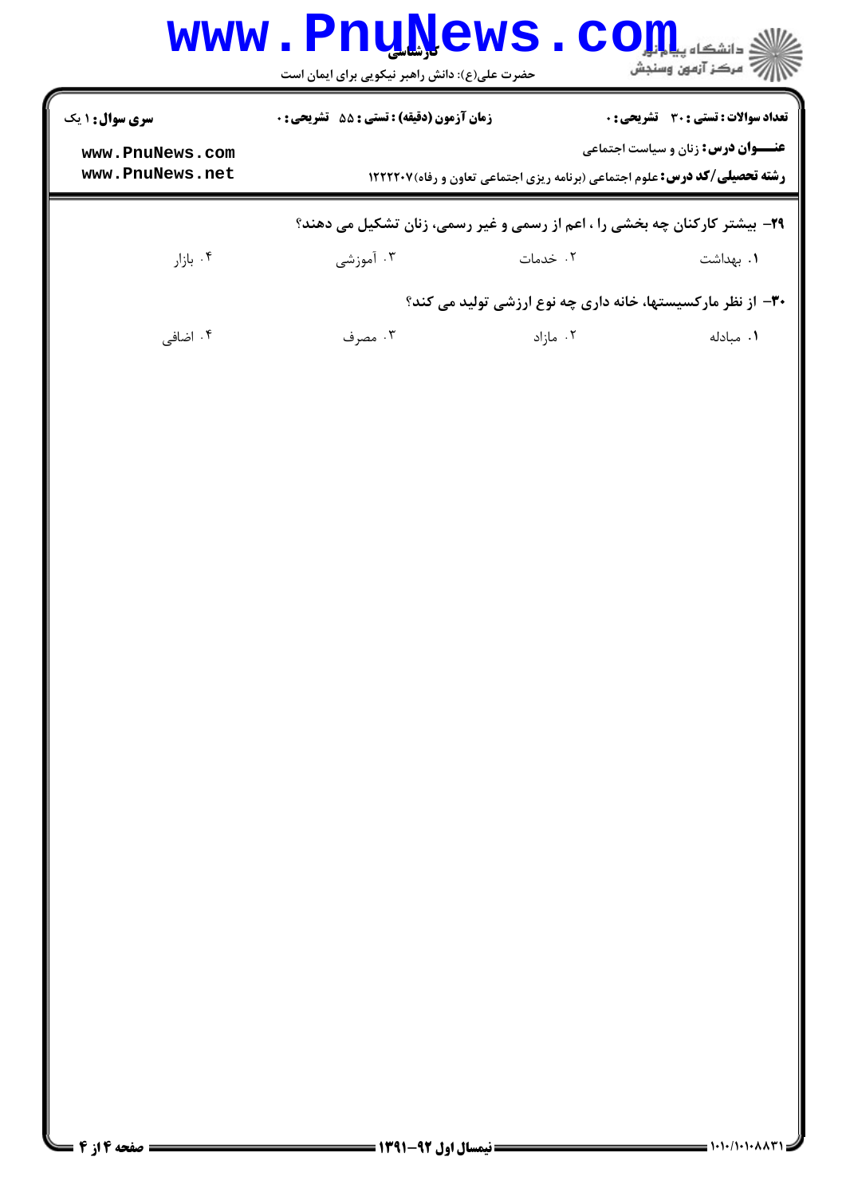۲۹- بیشتر کارکنان چه بخشی را ، اعم از رسمی و غیر رسمی، زنان تشکیل می دهند؟

۱. بهداشت ۲. خدمات ۳. آموزشی ۴. بازار

۳۰- از نظر مارکسیستها، خانه داری چه نوع ارزشی تولید می کند؟

۱. مبادله ۲. مازاد ۳. مصرف ۴. اضافی